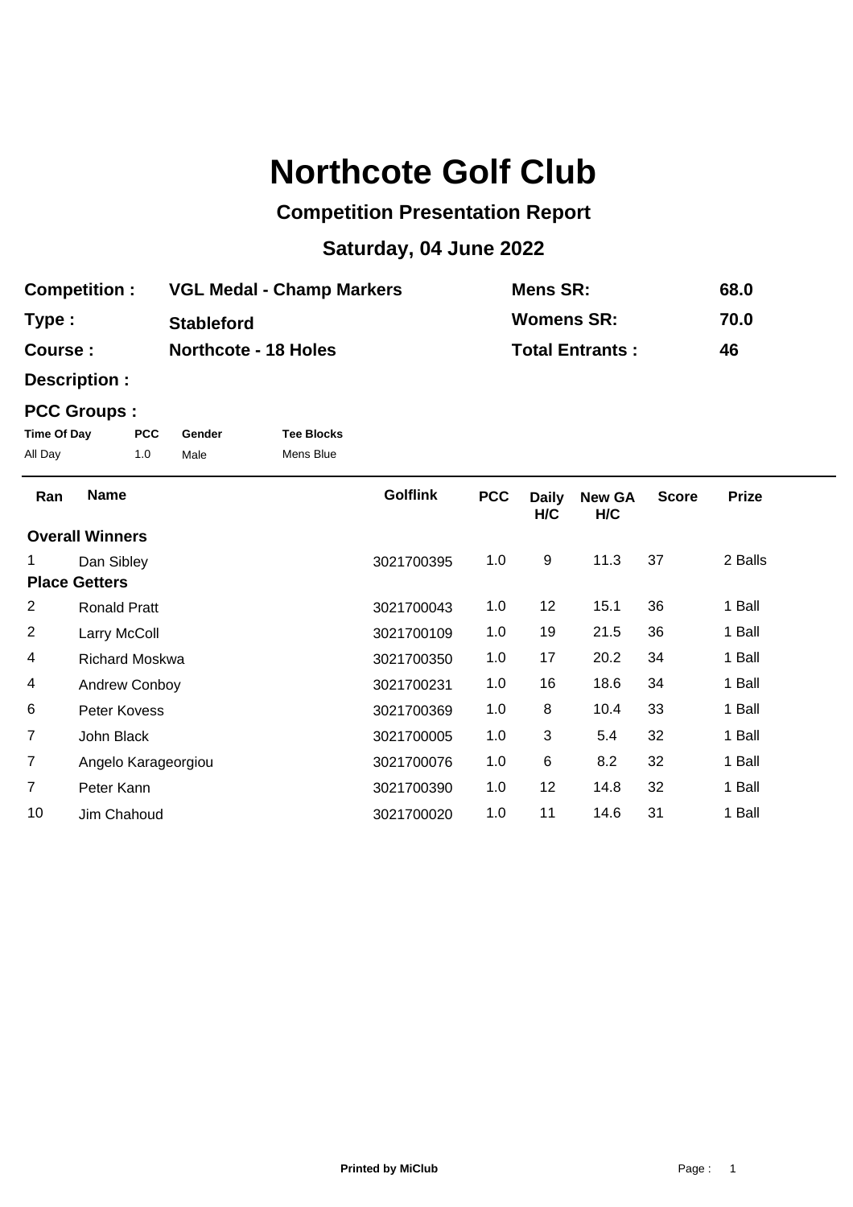# Northcote Golf Club

## Competition Presentation Report

### Saturday, 04 June 2022

| | | | |
|---|---|---|---|
| **Competition :** | **VGL Medal - Champ Markers** | **Mens SR:** | **68.0** |
| **Type :** | **Stableford** | **Womens SR:** | **70.0** |
| **Course :** | **Northcote - 18 Holes** | **Total Entrants :** | **46** |
| **Description :** | | | |

**PCC Groups :**

| Time Of Day | PCC | Gender | Tee Blocks |
|---|---|---|---|
| All Day | 1.0 | Male | Mens Blue |

| Ran | Name | Golflink | PCC | Daily H/C | New GA H/C | Score | Prize |
|---|---|---|---|---|---|---|---|
| **Overall Winners** | | | | | | | |
| 1 | Dan Sibley | 3021700395 | 1.0 | 9 | 11.3 | 37 | 2 Balls |
| **Place Getters** | | | | | | | |
| 2 | Ronald Pratt | 3021700043 | 1.0 | 12 | 15.1 | 36 | 1 Ball |
| 2 | Larry McColl | 3021700109 | 1.0 | 19 | 21.5 | 36 | 1 Ball |
| 4 | Richard Moskwa | 3021700350 | 1.0 | 17 | 20.2 | 34 | 1 Ball |
| 4 | Andrew Conboy | 3021700231 | 1.0 | 16 | 18.6 | 34 | 1 Ball |
| 6 | Peter Kovess | 3021700369 | 1.0 | 8 | 10.4 | 33 | 1 Ball |
| 7 | John Black | 3021700005 | 1.0 | 3 | 5.4 | 32 | 1 Ball |
| 7 | Angelo Karageorgiou | 3021700076 | 1.0 | 6 | 8.2 | 32 | 1 Ball |
| 7 | Peter Kann | 3021700390 | 1.0 | 12 | 14.8 | 32 | 1 Ball |
| 10 | Jim Chahoud | 3021700020 | 1.0 | 11 | 14.6 | 31 | 1 Ball |

**Printed by MiClub**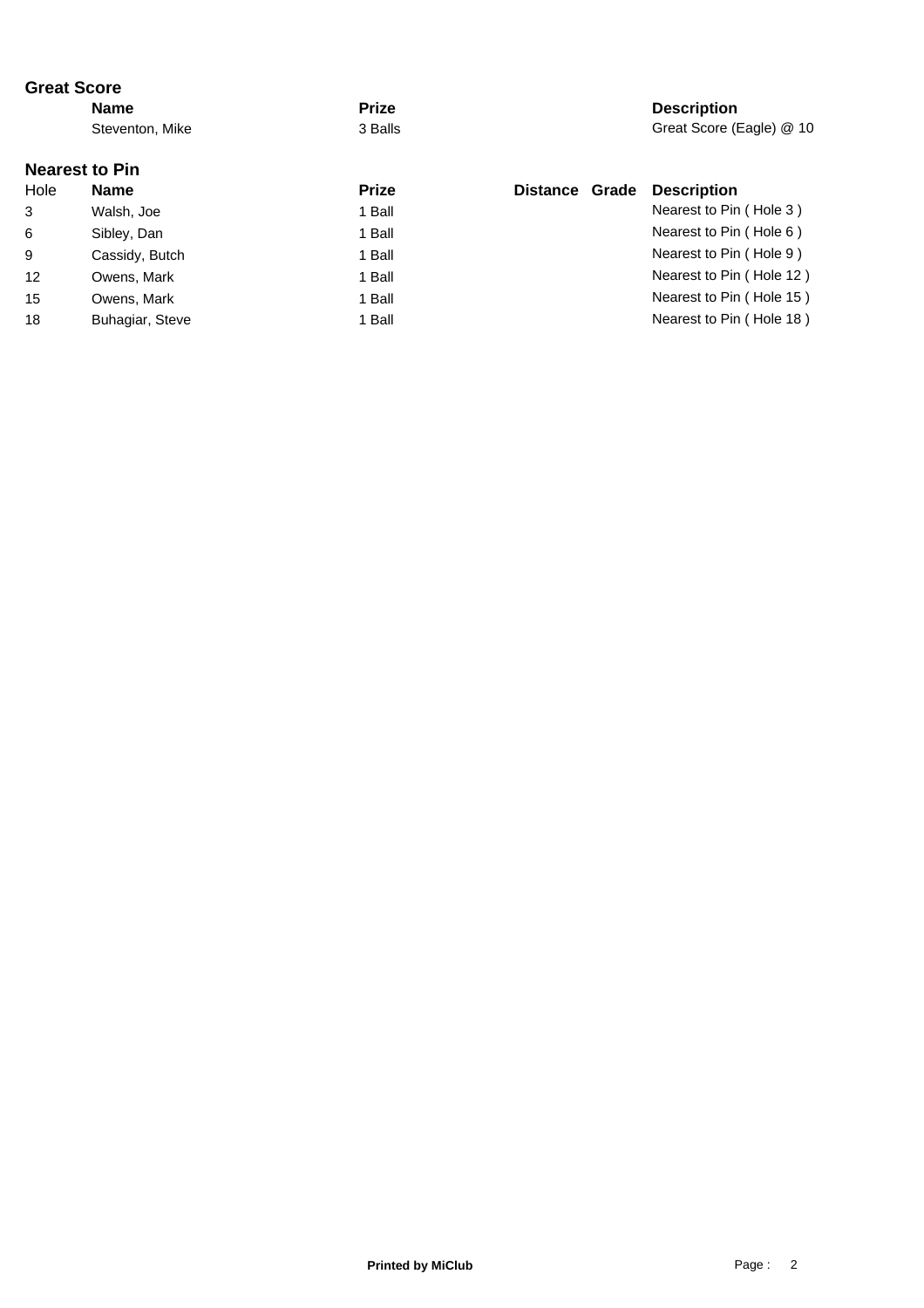## Great Score

| | Name | Prize | Description |
|---|---|---|---|
| | Steventon, Mike | 3 Balls | Great Score (Eagle) @ 10 |

## Nearest to Pin

| Hole | Name | Prize | Distance | Grade | Description |
|---|---|---|---|---|---|
| 3 | Walsh, Joe | 1 Ball | | | Nearest to Pin ( Hole 3 ) |
| 6 | Sibley, Dan | 1 Ball | | | Nearest to Pin ( Hole 6 ) |
| 9 | Cassidy, Butch | 1 Ball | | | Nearest to Pin ( Hole 9 ) |
| 12 | Owens, Mark | 1 Ball | | | Nearest to Pin ( Hole 12 ) |
| 15 | Owens, Mark | 1 Ball | | | Nearest to Pin ( Hole 15 ) |
| 18 | Buhagiar, Steve | 1 Ball | | | Nearest to Pin ( Hole 18 ) |

**Printed by MiClub**